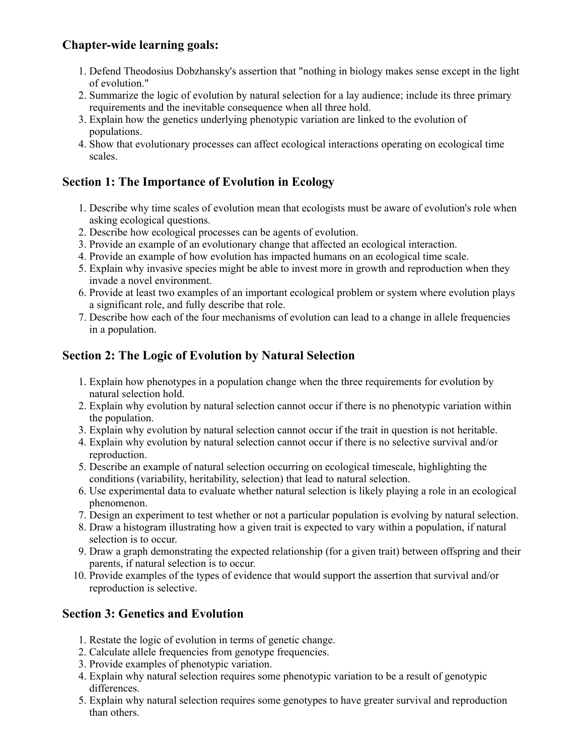### Chapter-wide learning goals:

1. Defend Theodosius Dobzhansky's assertion that "nothing in biology makes sense except in the light of evolution."
2. Summarize the logic of evolution by natural selection for a lay audience; include its three primary requirements and the inevitable consequence when all three hold.
3. Explain how the genetics underlying phenotypic variation are linked to the evolution of populations.
4. Show that evolutionary processes can affect ecological interactions operating on ecological time scales.

### Section 1: The Importance of Evolution in Ecology

1. Describe why time scales of evolution mean that ecologists must be aware of evolution's role when asking ecological questions.
2. Describe how ecological processes can be agents of evolution.
3. Provide an example of an evolutionary change that affected an ecological interaction.
4. Provide an example of how evolution has impacted humans on an ecological time scale.
5. Explain why invasive species might be able to invest more in growth and reproduction when they invade a novel environment.
6. Provide at least two examples of an important ecological problem or system where evolution plays a significant role, and fully describe that role.
7. Describe how each of the four mechanisms of evolution can lead to a change in allele frequencies in a population.

### Section 2: The Logic of Evolution by Natural Selection

1. Explain how phenotypes in a population change when the three requirements for evolution by natural selection hold.
2. Explain why evolution by natural selection cannot occur if there is no phenotypic variation within the population.
3. Explain why evolution by natural selection cannot occur if the trait in question is not heritable.
4. Explain why evolution by natural selection cannot occur if there is no selective survival and/or reproduction.
5. Describe an example of natural selection occurring on ecological timescale, highlighting the conditions (variability, heritability, selection) that lead to natural selection.
6. Use experimental data to evaluate whether natural selection is likely playing a role in an ecological phenomenon.
7. Design an experiment to test whether or not a particular population is evolving by natural selection.
8. Draw a histogram illustrating how a given trait is expected to vary within a population, if natural selection is to occur.
9. Draw a graph demonstrating the expected relationship (for a given trait) between offspring and their parents, if natural selection is to occur.
10. Provide examples of the types of evidence that would support the assertion that survival and/or reproduction is selective.

### Section 3: Genetics and Evolution

1. Restate the logic of evolution in terms of genetic change.
2. Calculate allele frequencies from genotype frequencies.
3. Provide examples of phenotypic variation.
4. Explain why natural selection requires some phenotypic variation to be a result of genotypic differences.
5. Explain why natural selection requires some genotypes to have greater survival and reproduction than others.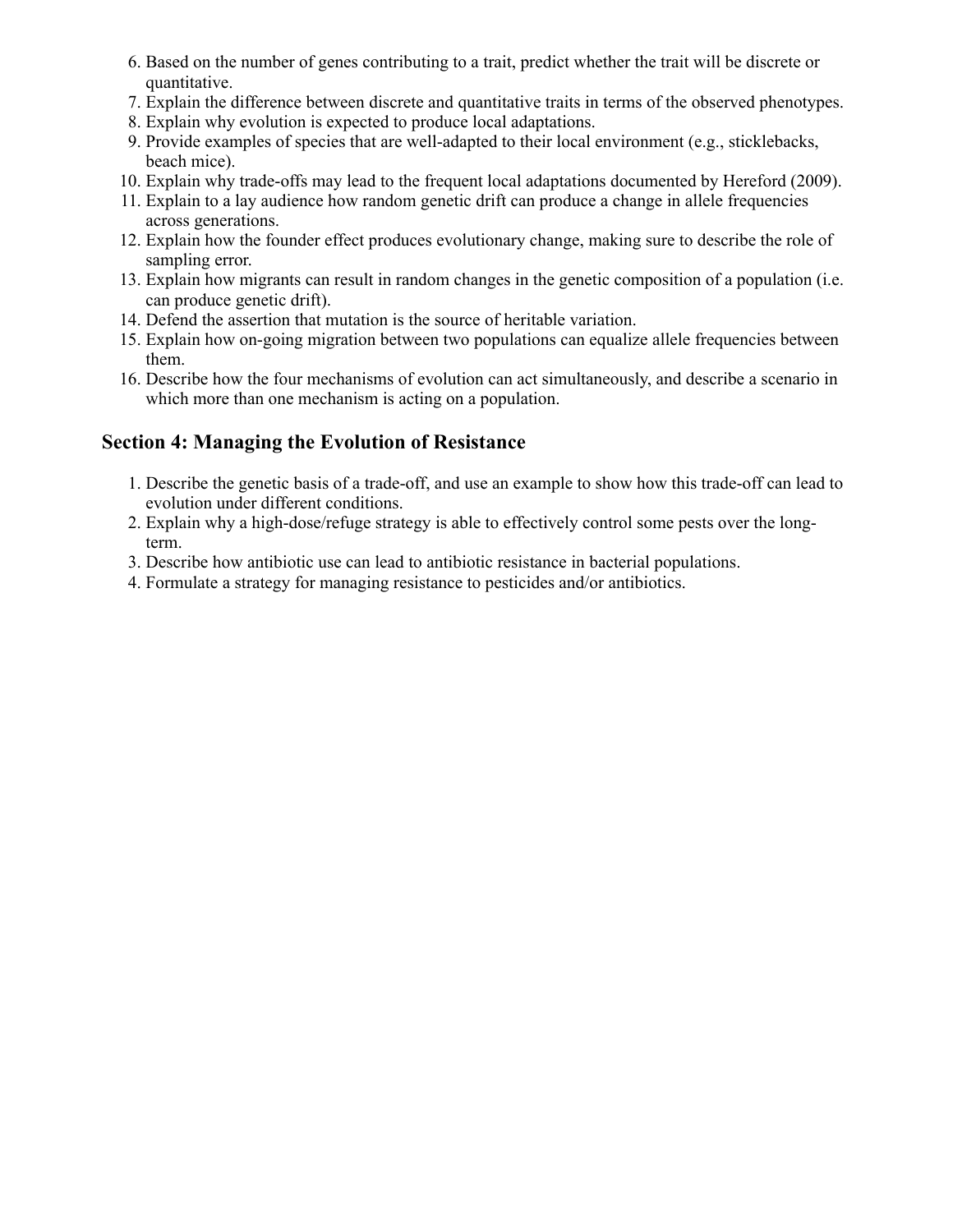6. Based on the number of genes contributing to a trait, predict whether the trait will be discrete or quantitative.
7. Explain the difference between discrete and quantitative traits in terms of the observed phenotypes.
8. Explain why evolution is expected to produce local adaptations.
9. Provide examples of species that are well-adapted to their local environment (e.g., sticklebacks, beach mice).
10. Explain why trade-offs may lead to the frequent local adaptations documented by Hereford (2009).
11. Explain to a lay audience how random genetic drift can produce a change in allele frequencies across generations.
12. Explain how the founder effect produces evolutionary change, making sure to describe the role of sampling error.
13. Explain how migrants can result in random changes in the genetic composition of a population (i.e. can produce genetic drift).
14. Defend the assertion that mutation is the source of heritable variation.
15. Explain how on-going migration between two populations can equalize allele frequencies between them.
16. Describe how the four mechanisms of evolution can act simultaneously, and describe a scenario in which more than one mechanism is acting on a population.

## Section 4: Managing the Evolution of Resistance

1. Describe the genetic basis of a trade-off, and use an example to show how this trade-off can lead to evolution under different conditions.
2. Explain why a high-dose/refuge strategy is able to effectively control some pests over the long-term.
3. Describe how antibiotic use can lead to antibiotic resistance in bacterial populations.
4. Formulate a strategy for managing resistance to pesticides and/or antibiotics.